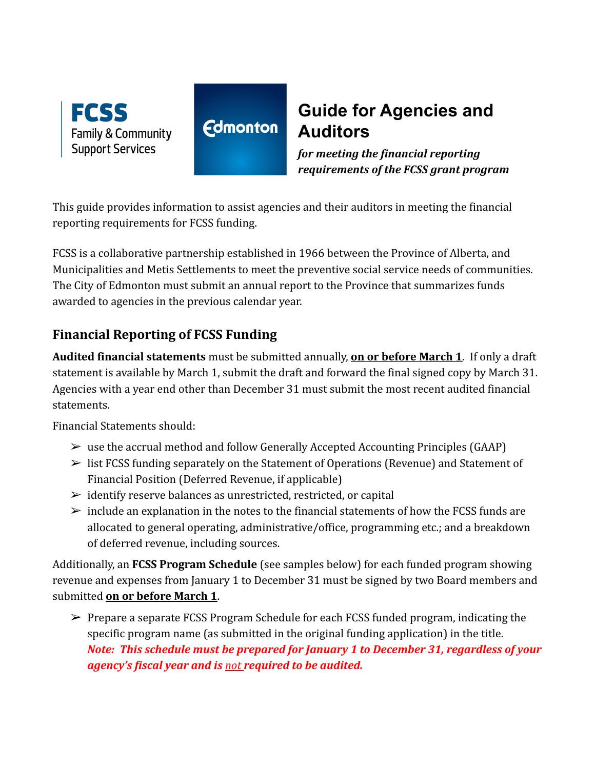FCSS
Family & Community Support Services

Edmonton

# Guide for Agencies and Auditors

***for meeting the financial reporting requirements of the FCSS grant program***

This guide provides information to assist agencies and their auditors in meeting the financial reporting requirements for FCSS funding.

FCSS is a collaborative partnership established in 1966 between the Province of Alberta, and Municipalities and Metis Settlements to meet the preventive social service needs of communities. The City of Edmonton must submit an annual report to the Province that summarizes funds awarded to agencies in the previous calendar year.

## Financial Reporting of FCSS Funding

**Audited financial statements** must be submitted annually, **on or before March 1**. If only a draft statement is available by March 1, submit the draft and forward the final signed copy by March 31. Agencies with a year end other than December 31 must submit the most recent audited financial statements.

Financial Statements should:

- use the accrual method and follow Generally Accepted Accounting Principles (GAAP)
- list FCSS funding separately on the Statement of Operations (Revenue) and Statement of Financial Position (Deferred Revenue, if applicable)
- identify reserve balances as unrestricted, restricted, or capital
- include an explanation in the notes to the financial statements of how the FCSS funds are allocated to general operating, administrative/office, programming etc.; and a breakdown of deferred revenue, including sources.

Additionally, an **FCSS Program Schedule** (see samples below) for each funded program showing revenue and expenses from January 1 to December 31 must be signed by two Board members and submitted **on or before March 1**.

- Prepare a separate FCSS Program Schedule for each FCSS funded program, indicating the specific program name (as submitted in the original funding application) in the title. ***Note: This schedule must be prepared for January 1 to December 31, regardless of your agency's fiscal year and is not required to be audited.***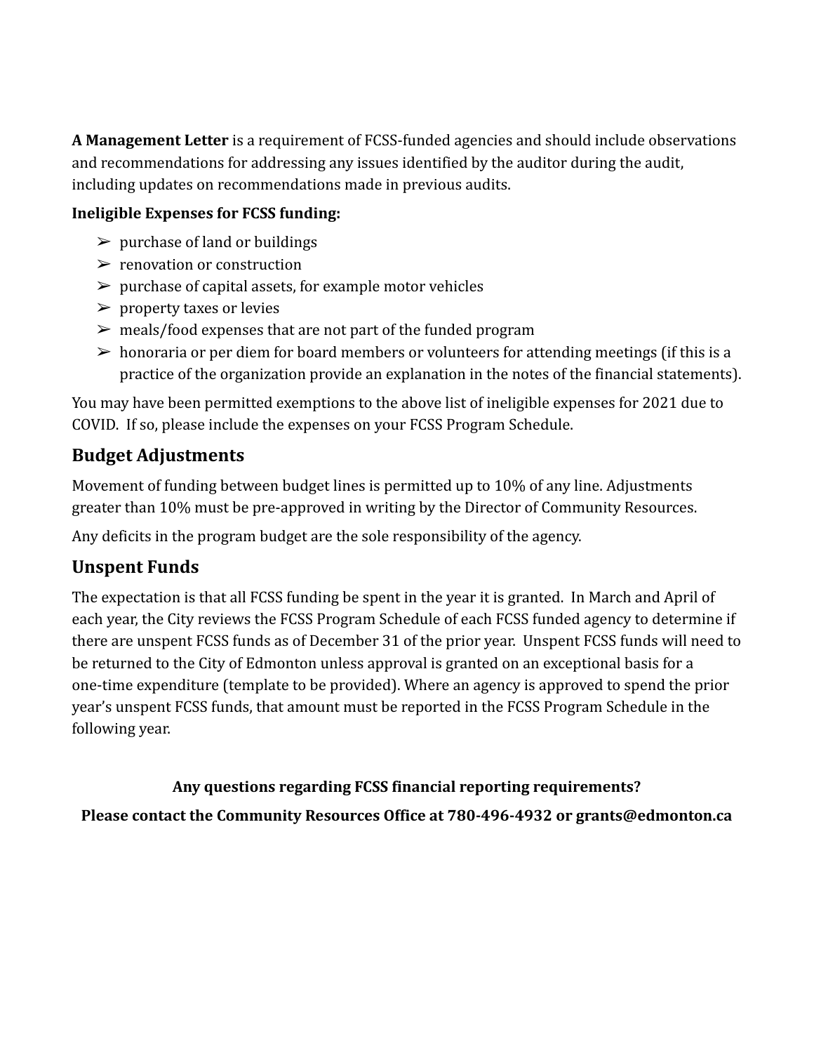**A Management Letter** is a requirement of FCSS-funded agencies and should include observations and recommendations for addressing any issues identified by the auditor during the audit, including updates on recommendations made in previous audits.

**Ineligible Expenses for FCSS funding:**

- purchase of land or buildings
- renovation or construction
- purchase of capital assets, for example motor vehicles
- property taxes or levies
- meals/food expenses that are not part of the funded program
- honoraria or per diem for board members or volunteers for attending meetings (if this is a practice of the organization provide an explanation in the notes of the financial statements).

You may have been permitted exemptions to the above list of ineligible expenses for 2021 due to COVID. If so, please include the expenses on your FCSS Program Schedule.

## Budget Adjustments

Movement of funding between budget lines is permitted up to 10% of any line. Adjustments greater than 10% must be pre-approved in writing by the Director of Community Resources.

Any deficits in the program budget are the sole responsibility of the agency.

## Unspent Funds

The expectation is that all FCSS funding be spent in the year it is granted. In March and April of each year, the City reviews the FCSS Program Schedule of each FCSS funded agency to determine if there are unspent FCSS funds as of December 31 of the prior year. Unspent FCSS funds will need to be returned to the City of Edmonton unless approval is granted on an exceptional basis for a one-time expenditure (template to be provided). Where an agency is approved to spend the prior year's unspent FCSS funds, that amount must be reported in the FCSS Program Schedule in the following year.

**Any questions regarding FCSS financial reporting requirements?**

**Please contact the Community Resources Office at 780-496-4932 or grants@edmonton.ca**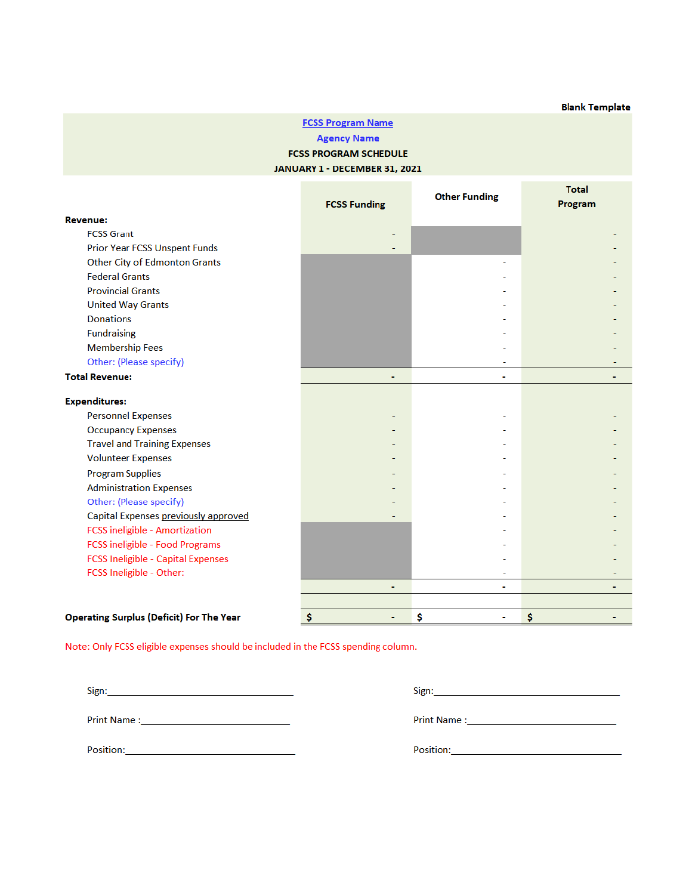Blank Template

**FCSS Program Name**

**Agency Name**

**FCSS PROGRAM SCHEDULE**

**JANUARY 1 - DECEMBER 31, 2021**

| | FCSS Funding | Other Funding | Total Program |
|---|---|---|---|
| **Revenue:** | | | |
| FCSS Grant | - | | - |
| Prior Year FCSS Unspent Funds | - | | - |
| Other City of Edmonton Grants | | - | - |
| Federal Grants | | - | - |
| Provincial Grants | | - | - |
| United Way Grants | | - | - |
| Donations | | - | - |
| Fundraising | | - | - |
| Membership Fees | | - | - |
| Other: (Please specify) | | - | - |
| **Total Revenue:** | - | - | - |
| **Expenditures:** | | | |
| Personnel Expenses | - | - | - |
| Occupancy Expenses | - | - | - |
| Travel and Training Expenses | - | - | - |
| Volunteer Expenses | - | - | - |
| Program Supplies | - | - | - |
| Administration Expenses | - | - | - |
| Other: (Please specify) | - | - | - |
| Capital Expenses previously approved | - | - | - |
| FCSS ineligible - Amortization | | - | - |
| FCSS ineligible - Food Programs | | - | - |
| FCSS Ineligible - Capital Expenses | | - | - |
| FCSS Ineligible - Other: | | - | - |
| | - | - | - |
| **Operating Surplus (Deficit) For The Year** | $ - | $ - | $ - |

Note: Only FCSS eligible expenses should be included in the FCSS spending column.

Sign:______________________________

Print Name :______________________________

Position:______________________________

Sign:______________________________

Print Name :______________________________

Position:______________________________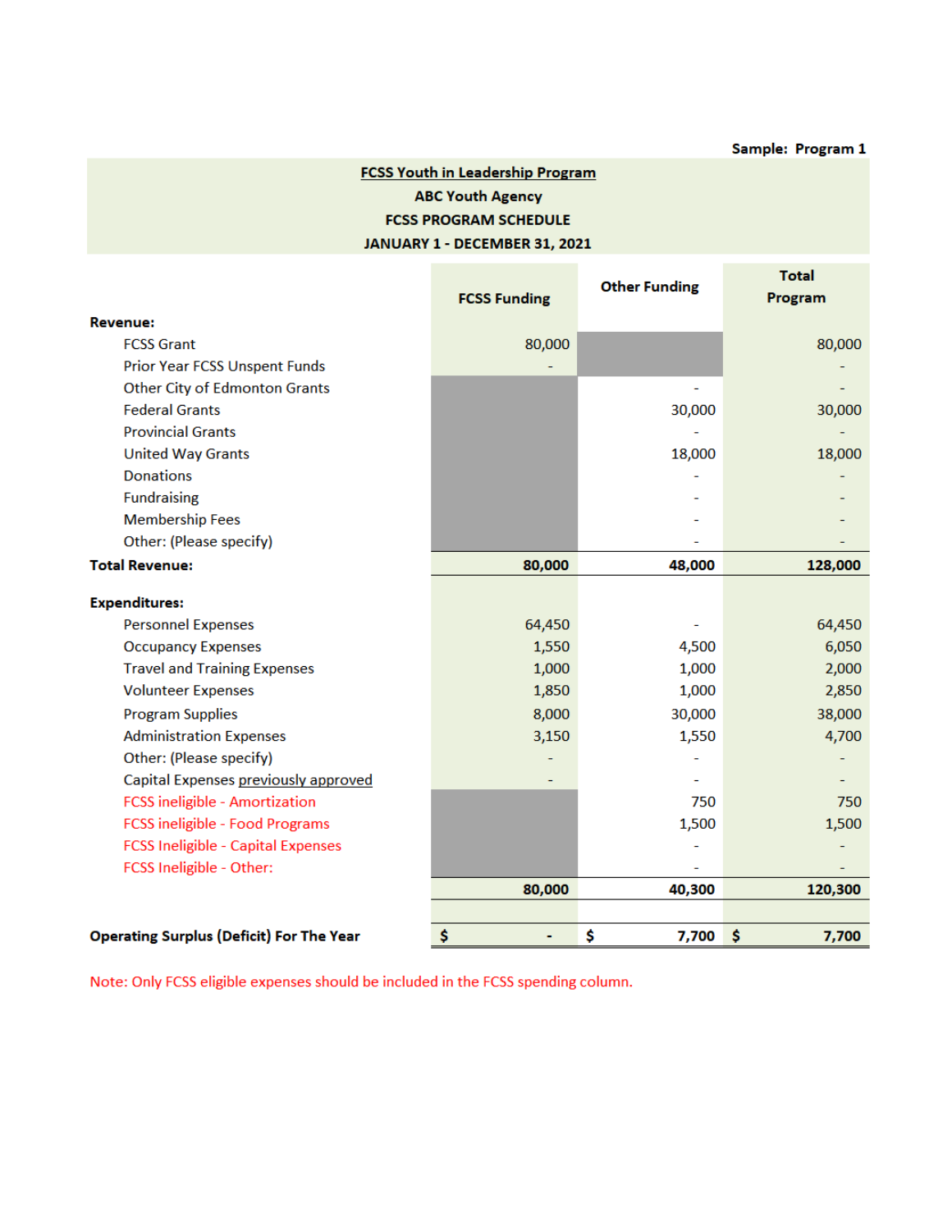Sample: Program 1

**FCSS Youth in Leadership Program**

**ABC Youth Agency**

**FCSS PROGRAM SCHEDULE**

**JANUARY 1 - DECEMBER 31, 2021**

| | FCSS Funding | Other Funding | Total Program |
|---|---|---|---|
| **Revenue:** | | | |
| FCSS Grant | 80,000 | | 80,000 |
| Prior Year FCSS Unspent Funds | - | | - |
| Other City of Edmonton Grants | | - | - |
| Federal Grants | | 30,000 | 30,000 |
| Provincial Grants | | - | - |
| United Way Grants | | 18,000 | 18,000 |
| Donations | | - | - |
| Fundraising | | - | - |
| Membership Fees | | - | - |
| Other: (Please specify) | | - | - |
| **Total Revenue:** | **80,000** | **48,000** | **128,000** |
| **Expenditures:** | | | |
| Personnel Expenses | 64,450 | - | 64,450 |
| Occupancy Expenses | 1,550 | 4,500 | 6,050 |
| Travel and Training Expenses | 1,000 | 1,000 | 2,000 |
| Volunteer Expenses | 1,850 | 1,000 | 2,850 |
| Program Supplies | 8,000 | 30,000 | 38,000 |
| Administration Expenses | 3,150 | 1,550 | 4,700 |
| Other: (Please specify) | - | - | - |
| Capital Expenses previously approved | - | - | - |
| FCSS ineligible - Amortization | | 750 | 750 |
| FCSS ineligible - Food Programs | | 1,500 | 1,500 |
| FCSS Ineligible - Capital Expenses | | - | - |
| FCSS Ineligible - Other: | | - | - |
| | **80,000** | **40,300** | **120,300** |
| **Operating Surplus (Deficit) For The Year** | **$ -** | **$ 7,700** | **$ 7,700** |

Note: Only FCSS eligible expenses should be included in the FCSS spending column.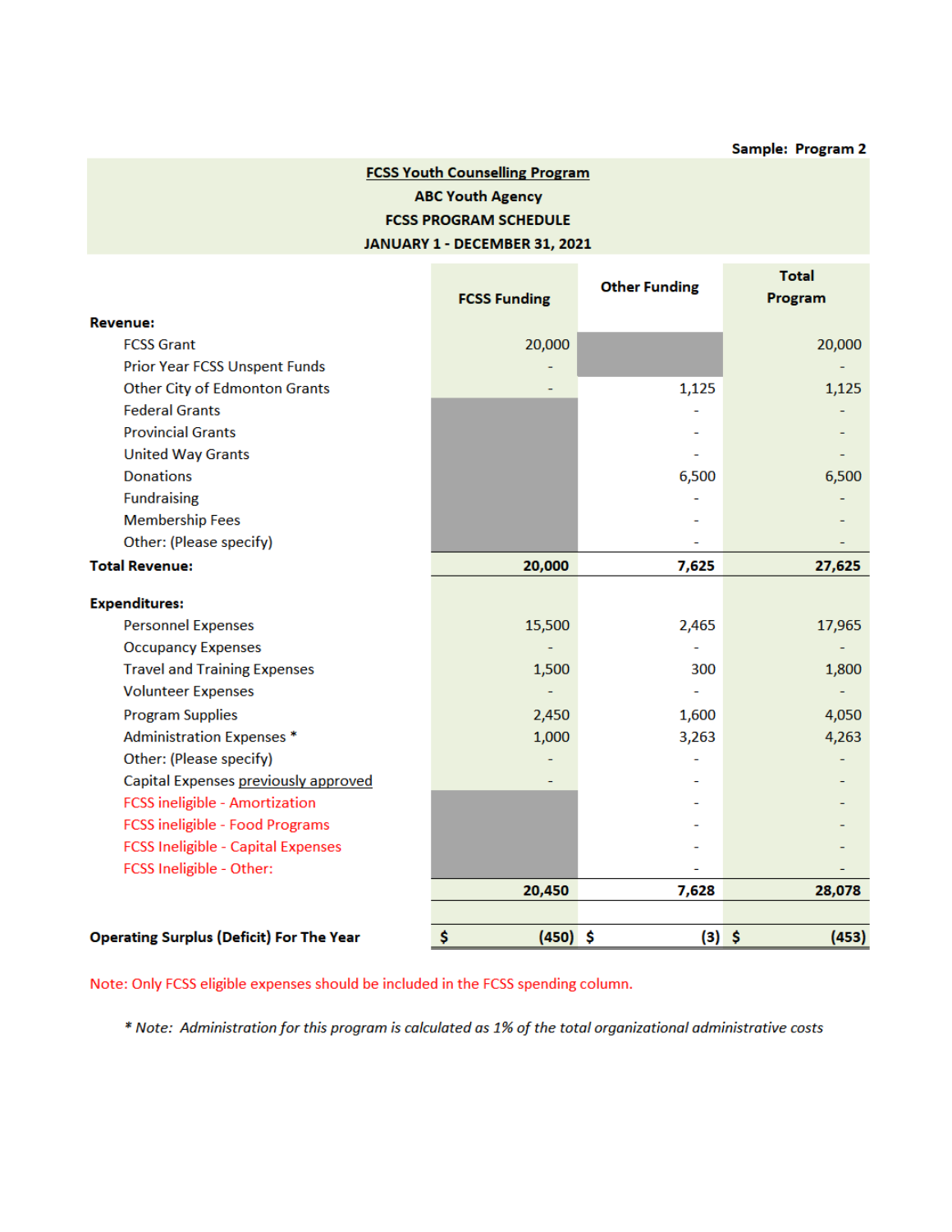Sample: Program 2

**FCSS Youth Counselling Program**
**ABC Youth Agency**
**FCSS PROGRAM SCHEDULE**
**JANUARY 1 - DECEMBER 31, 2021**

| | FCSS Funding | Other Funding | Total Program |
|---|---|---|---|
| **Revenue:** | | | |
| FCSS Grant | 20,000 | | 20,000 |
| Prior Year FCSS Unspent Funds | - | | - |
| Other City of Edmonton Grants | - | 1,125 | 1,125 |
| Federal Grants | | - | - |
| Provincial Grants | | - | - |
| United Way Grants | | - | - |
| Donations | | 6,500 | 6,500 |
| Fundraising | | - | - |
| Membership Fees | | - | - |
| Other: (Please specify) | | - | - |
| **Total Revenue:** | **20,000** | **7,625** | **27,625** |
| **Expenditures:** | | | |
| Personnel Expenses | 15,500 | 2,465 | 17,965 |
| Occupancy Expenses | - | - | - |
| Travel and Training Expenses | 1,500 | 300 | 1,800 |
| Volunteer Expenses | - | - | - |
| Program Supplies | 2,450 | 1,600 | 4,050 |
| Administration Expenses * | 1,000 | 3,263 | 4,263 |
| Other: (Please specify) | - | - | - |
| Capital Expenses previously approved | - | - | - |
| FCSS ineligible - Amortization | | - | - |
| FCSS ineligible - Food Programs | | - | - |
| FCSS Ineligible - Capital Expenses | | - | - |
| FCSS Ineligible - Other: | | - | - |
| | **20,450** | **7,628** | **28,078** |
| **Operating Surplus (Deficit) For The Year** | **$ (450)** | **$ (3)** | **$ (453)** |

Note: Only FCSS eligible expenses should be included in the FCSS spending column.

*\* Note: Administration for this program is calculated as 1% of the total organizational administrative costs*